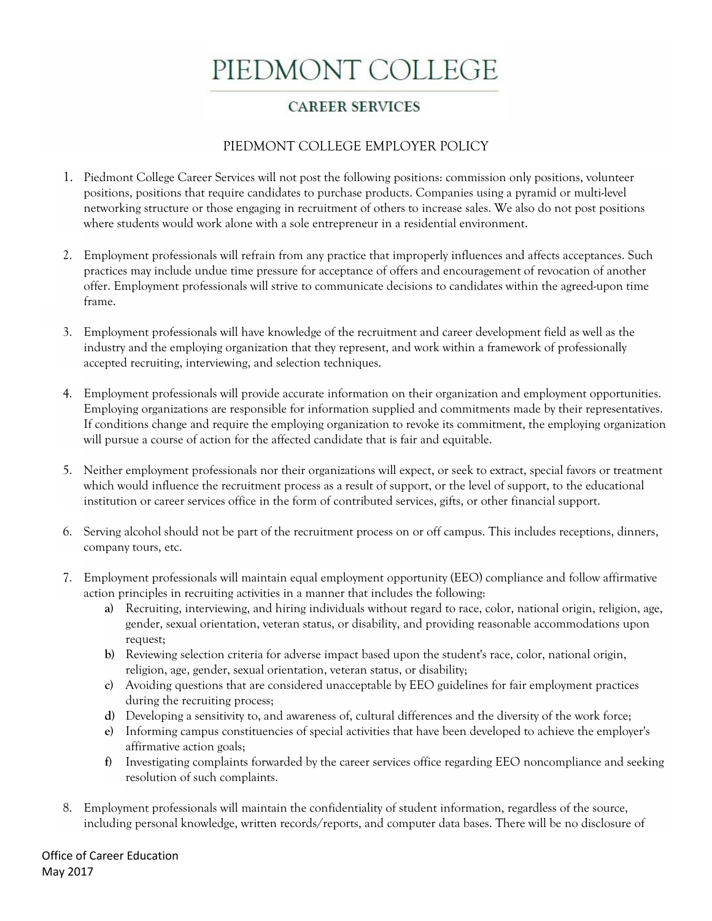# PIEDMONT COLLEGE

## CAREER SERVICES

### PIEDMONT COLLEGE EMPLOYER POLICY

1. Piedmont College Career Services will not post the following positions: commission only positions, volunteer positions, positions that require candidates to purchase products. Companies using a pyramid or multi-level networking structure or those engaging in recruitment of others to increase sales. We also do not post positions where students would work alone with a sole entrepreneur in a residential environment.

2. Employment professionals will refrain from any practice that improperly influences and affects acceptances. Such practices may include undue time pressure for acceptance of offers and encouragement of revocation of another offer. Employment professionals will strive to communicate decisions to candidates within the agreed-upon time frame.

3. Employment professionals will have knowledge of the recruitment and career development field as well as the industry and the employing organization that they represent, and work within a framework of professionally accepted recruiting, interviewing, and selection techniques.

4. Employment professionals will provide accurate information on their organization and employment opportunities. Employing organizations are responsible for information supplied and commitments made by their representatives. If conditions change and require the employing organization to revoke its commitment, the employing organization will pursue a course of action for the affected candidate that is fair and equitable.

5. Neither employment professionals nor their organizations will expect, or seek to extract, special favors or treatment which would influence the recruitment process as a result of support, or the level of support, to the educational institution or career services office in the form of contributed services, gifts, or other financial support.

6. Serving alcohol should not be part of the recruitment process on or off campus. This includes receptions, dinners, company tours, etc.

7. Employment professionals will maintain equal employment opportunity (EEO) compliance and follow affirmative action principles in recruiting activities in a manner that includes the following:
   a) Recruiting, interviewing, and hiring individuals without regard to race, color, national origin, religion, age, gender, sexual orientation, veteran status, or disability, and providing reasonable accommodations upon request;
   b) Reviewing selection criteria for adverse impact based upon the student's race, color, national origin, religion, age, gender, sexual orientation, veteran status, or disability;
   c) Avoiding questions that are considered unacceptable by EEO guidelines for fair employment practices during the recruiting process;
   d) Developing a sensitivity to, and awareness of, cultural differences and the diversity of the work force;
   e) Informing campus constituencies of special activities that have been developed to achieve the employer's affirmative action goals;
   f) Investigating complaints forwarded by the career services office regarding EEO noncompliance and seeking resolution of such complaints.

8. Employment professionals will maintain the confidentiality of student information, regardless of the source, including personal knowledge, written records/reports, and computer data bases. There will be no disclosure of

Office of Career Education
May 2017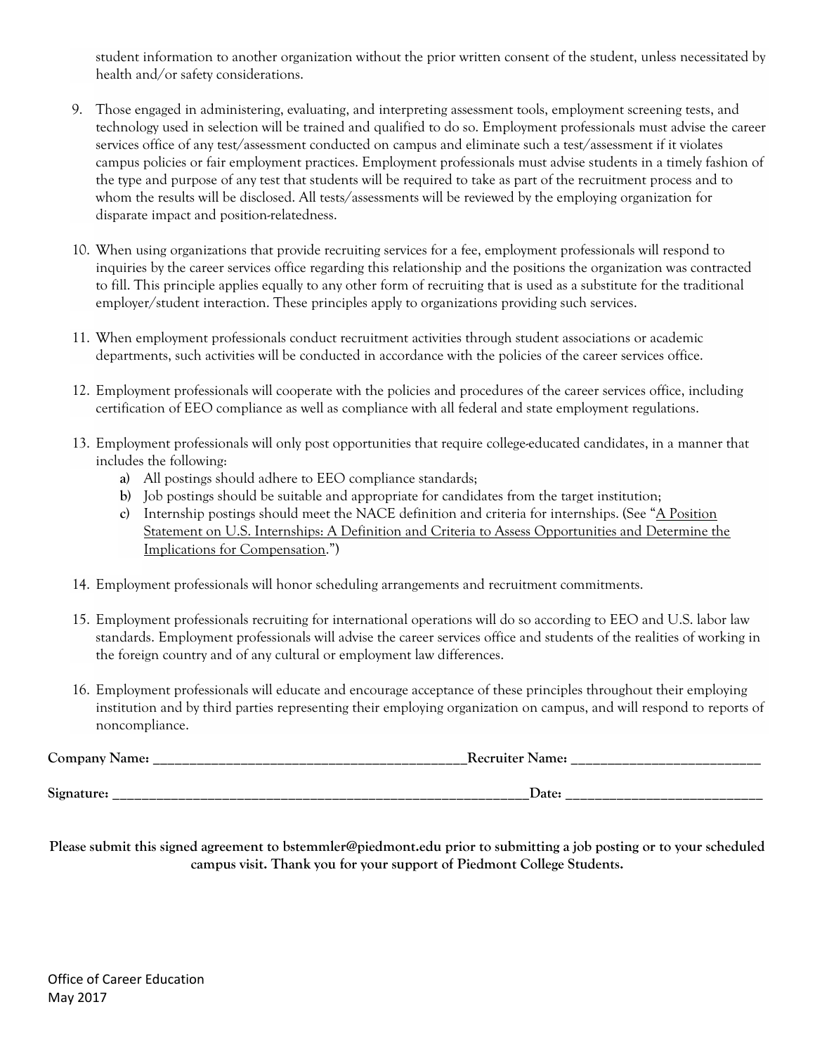student information to another organization without the prior written consent of the student, unless necessitated by health and/or safety considerations.

9. Those engaged in administering, evaluating, and interpreting assessment tools, employment screening tests, and technology used in selection will be trained and qualified to do so. Employment professionals must advise the career services office of any test/assessment conducted on campus and eliminate such a test/assessment if it violates campus policies or fair employment practices. Employment professionals must advise students in a timely fashion of the type and purpose of any test that students will be required to take as part of the recruitment process and to whom the results will be disclosed. All tests/assessments will be reviewed by the employing organization for disparate impact and position-relatedness.

10. When using organizations that provide recruiting services for a fee, employment professionals will respond to inquiries by the career services office regarding this relationship and the positions the organization was contracted to fill. This principle applies equally to any other form of recruiting that is used as a substitute for the traditional employer/student interaction. These principles apply to organizations providing such services.

11. When employment professionals conduct recruitment activities through student associations or academic departments, such activities will be conducted in accordance with the policies of the career services office.

12. Employment professionals will cooperate with the policies and procedures of the career services office, including certification of EEO compliance as well as compliance with all federal and state employment regulations.

13. Employment professionals will only post opportunities that require college-educated candidates, in a manner that includes the following:
    - **a)** All postings should adhere to EEO compliance standards;
    - **b)** Job postings should be suitable and appropriate for candidates from the target institution;
    - **c)** Internship postings should meet the NACE definition and criteria for internships. (See "A Position Statement on U.S. Internships: A Definition and Criteria to Assess Opportunities and Determine the Implications for Compensation.")

14. Employment professionals will honor scheduling arrangements and recruitment commitments.

15. Employment professionals recruiting for international operations will do so according to EEO and U.S. labor law standards. Employment professionals will advise the career services office and students of the realities of working in the foreign country and of any cultural or employment law differences.

16. Employment professionals will educate and encourage acceptance of these principles throughout their employing institution and by third parties representing their employing organization on campus, and will respond to reports of noncompliance.

**Company Name:** ______________________________________________ **Recruiter Name:** ___________________________

**Signature:** ____________________________________________________________ **Date:** ____________________________

**Please submit this signed agreement to bstemmler@piedmont.edu prior to submitting a job posting or to your scheduled campus visit. Thank you for your support of Piedmont College Students.**

Office of Career Education
May 2017